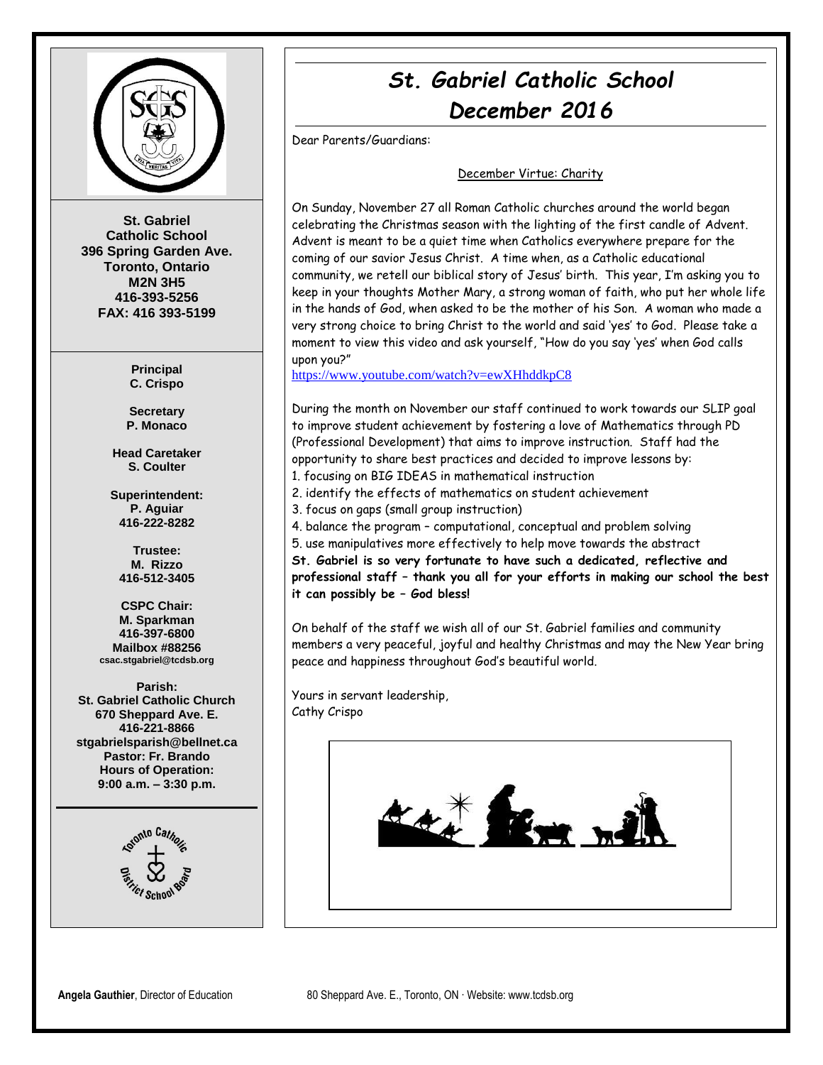St. Gabriel Catholic School
396 Spring Garden Ave.
Toronto, Ontario
M2N 3H5
416-393-5256
FAX: 416 393-5199

**Principal**
C. Crispo

**Secretary**
P. Monaco

**Head Caretaker**
S. Coulter

**Superintendent:**
P. Aguiar
416-222-8282

**Trustee:**
M. Rizzo
416-512-3405

**CSPC Chair:**
M. Sparkman
416-397-6800
Mailbox #88256
csac.stgabriel@tcdsb.org

**Parish:**
St. Gabriel Catholic Church
670 Sheppard Ave. E.
416-221-8866
stgabrielsparish@bellnet.ca
Pastor: Fr. Brando
Hours of Operation:
9:00 a.m. – 3:30 p.m.

# *St. Gabriel Catholic School*
## *December 2016*

Dear Parents/Guardians:

December Virtue: Charity

On Sunday, November 27 all Roman Catholic churches around the world began celebrating the Christmas season with the lighting of the first candle of Advent. Advent is meant to be a quiet time when Catholics everywhere prepare for the coming of our savior Jesus Christ. A time when, as a Catholic educational community, we retell our biblical story of Jesus' birth. This year, I'm asking you to keep in your thoughts Mother Mary, a strong woman of faith, who put her whole life in the hands of God, when asked to be the mother of his Son. A woman who made a very strong choice to bring Christ to the world and said 'yes' to God. Please take a moment to view this video and ask yourself, "How do you say 'yes' when God calls upon you?"

https://www.youtube.com/watch?v=ewXHhddkpC8

During the month on November our staff continued to work towards our SLIP goal to improve student achievement by fostering a love of Mathematics through PD (Professional Development) that aims to improve instruction. Staff had the opportunity to share best practices and decided to improve lessons by:

1. focusing on BIG IDEAS in mathematical instruction
2. identify the effects of mathematics on student achievement
3. focus on gaps (small group instruction)
4. balance the program – computational, conceptual and problem solving
5. use manipulatives more effectively to help move towards the abstract

**St. Gabriel is so very fortunate to have such a dedicated, reflective and professional staff – thank you all for your efforts in making our school the best it can possibly be – God bless!**

On behalf of the staff we wish all of our St. Gabriel families and community members a very peaceful, joyful and healthy Christmas and may the New Year bring peace and happiness throughout God's beautiful world.

Yours in servant leadership,
Cathy Crispo

**Angela Gauthier**, Director of Education    80 Sheppard Ave. E., Toronto, ON · Website: www.tcdsb.org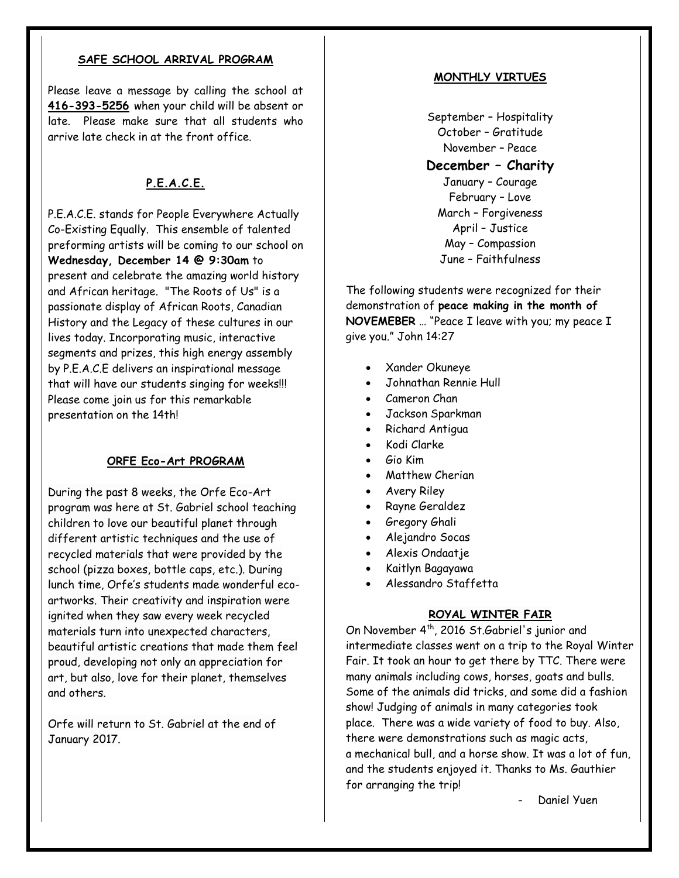## SAFE SCHOOL ARRIVAL PROGRAM

Please leave a message by calling the school at **416-393-5256** when your child will be absent or late. Please make sure that all students who arrive late check in at the front office.

## P.E.A.C.E.

P.E.A.C.E. stands for People Everywhere Actually Co-Existing Equally. This ensemble of talented preforming artists will be coming to our school on **Wednesday, December 14 @ 9:30am** to present and celebrate the amazing world history and African heritage. "The Roots of Us" is a passionate display of African Roots, Canadian History and the Legacy of these cultures in our lives today. Incorporating music, interactive segments and prizes, this high energy assembly by P.E.A.C.E delivers an inspirational message that will have our students singing for weeks!!! Please come join us for this remarkable presentation on the 14th!

## ORFE Eco-Art PROGRAM

During the past 8 weeks, the Orfe Eco-Art program was here at St. Gabriel school teaching children to love our beautiful planet through different artistic techniques and the use of recycled materials that were provided by the school (pizza boxes, bottle caps, etc.). During lunch time, Orfe's students made wonderful eco-artworks. Their creativity and inspiration were ignited when they saw every week recycled materials turn into unexpected characters, beautiful artistic creations that made them feel proud, developing not only an appreciation for art, but also, love for their planet, themselves and others.

Orfe will return to St. Gabriel at the end of January 2017.

## MONTHLY VIRTUES

September – Hospitality
October – Gratitude
November – Peace
**December – Charity**
January – Courage
February – Love
March – Forgiveness
April – Justice
May – Compassion
June – Faithfulness

The following students were recognized for their demonstration of **peace making in the month of NOVEMEBER** … "Peace I leave with you; my peace I give you." John 14:27

- Xander Okuneye
- Johnathan Rennie Hull
- Cameron Chan
- Jackson Sparkman
- Richard Antigua
- Kodi Clarke
- Gio Kim
- Matthew Cherian
- Avery Riley
- Rayne Geraldez
- Gregory Ghali
- Alejandro Socas
- Alexis Ondaatje
- Kaitlyn Bagayawa
- Alessandro Staffetta

## ROYAL WINTER FAIR

On November 4th, 2016 St.Gabriel's junior and intermediate classes went on a trip to the Royal Winter Fair. It took an hour to get there by TTC. There were many animals including cows, horses, goats and bulls. Some of the animals did tricks, and some did a fashion show! Judging of animals in many categories took place. There was a wide variety of food to buy. Also, there were demonstrations such as magic acts, a mechanical bull, and a horse show. It was a lot of fun, and the students enjoyed it. Thanks to Ms. Gauthier for arranging the trip!

- Daniel Yuen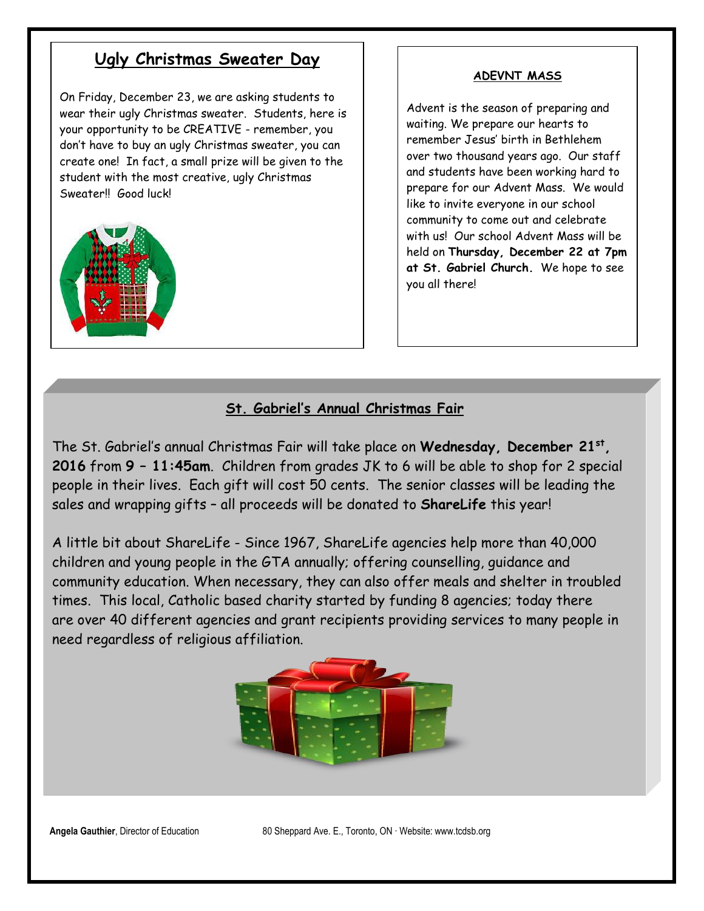## Ugly Christmas Sweater Day

On Friday, December 23, we are asking students to wear their ugly Christmas sweater. Students, here is your opportunity to be CREATIVE - remember, you don't have to buy an ugly Christmas sweater, you can create one! In fact, a small prize will be given to the student with the most creative, ugly Christmas Sweater!! Good luck!

## ADEVNT MASS

Advent is the season of preparing and waiting. We prepare our hearts to remember Jesus' birth in Bethlehem over two thousand years ago. Our staff and students have been working hard to prepare for our Advent Mass. We would like to invite everyone in our school community to come out and celebrate with us! Our school Advent Mass will be held on **Thursday, December 22 at 7pm at St. Gabriel Church.** We hope to see you all there!

## St. Gabriel's Annual Christmas Fair

The St. Gabriel's annual Christmas Fair will take place on **Wednesday, December 21st, 2016** from **9 – 11:45am**. Children from grades JK to 6 will be able to shop for 2 special people in their lives. Each gift will cost 50 cents. The senior classes will be leading the sales and wrapping gifts – all proceeds will be donated to **ShareLife** this year!

A little bit about ShareLife - Since 1967, ShareLife agencies help more than 40,000 children and young people in the GTA annually; offering counselling, guidance and community education. When necessary, they can also offer meals and shelter in troubled times. This local, Catholic based charity started by funding 8 agencies; today there are over 40 different agencies and grant recipients providing services to many people in need regardless of religious affiliation.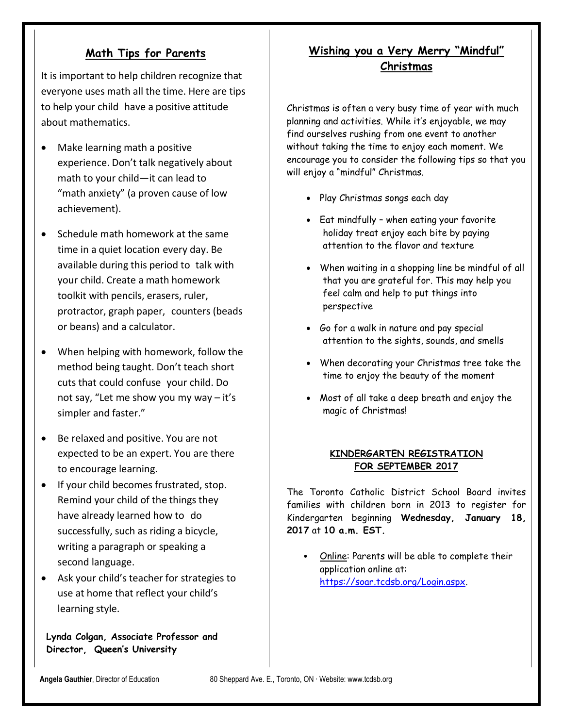## Math Tips for Parents

It is important to help children recognize that everyone uses math all the time. Here are tips to help your child have a positive attitude about mathematics.

- Make learning math a positive experience. Don't talk negatively about math to your child—it can lead to "math anxiety" (a proven cause of low achievement).
- Schedule math homework at the same time in a quiet location every day. Be available during this period to talk with your child. Create a math homework toolkit with pencils, erasers, ruler, protractor, graph paper, counters (beads or beans) and a calculator.
- When helping with homework, follow the method being taught. Don't teach short cuts that could confuse your child. Do not say, "Let me show you my way – it's simpler and faster."
- Be relaxed and positive. You are not expected to be an expert. You are there to encourage learning.
- If your child becomes frustrated, stop. Remind your child of the things they have already learned how to do successfully, such as riding a bicycle, writing a paragraph or speaking a second language.
- Ask your child's teacher for strategies to use at home that reflect your child's learning style.

**Lynda Colgan, Associate Professor and Director, Queen's University**

## Wishing you a Very Merry "Mindful" Christmas

Christmas is often a very busy time of year with much planning and activities. While it's enjoyable, we may find ourselves rushing from one event to another without taking the time to enjoy each moment. We encourage you to consider the following tips so that you will enjoy a "mindful" Christmas.

- Play Christmas songs each day
- Eat mindfully – when eating your favorite holiday treat enjoy each bite by paying attention to the flavor and texture
- When waiting in a shopping line be mindful of all that you are grateful for. This may help you feel calm and help to put things into perspective
- Go for a walk in nature and pay special attention to the sights, sounds, and smells
- When decorating your Christmas tree take the time to enjoy the beauty of the moment
- Most of all take a deep breath and enjoy the magic of Christmas!

### KINDERGARTEN REGISTRATION FOR SEPTEMBER 2017

The Toronto Catholic District School Board invites families with children born in 2013 to register for Kindergarten beginning **Wednesday, January 18, 2017** at **10 a.m. EST**.

- Online: Parents will be able to complete their application online at: https://soar.tcdsb.org/Login.aspx.

**Angela Gauthier**, Director of Education 80 Sheppard Ave. E., Toronto, ON · Website: www.tcdsb.org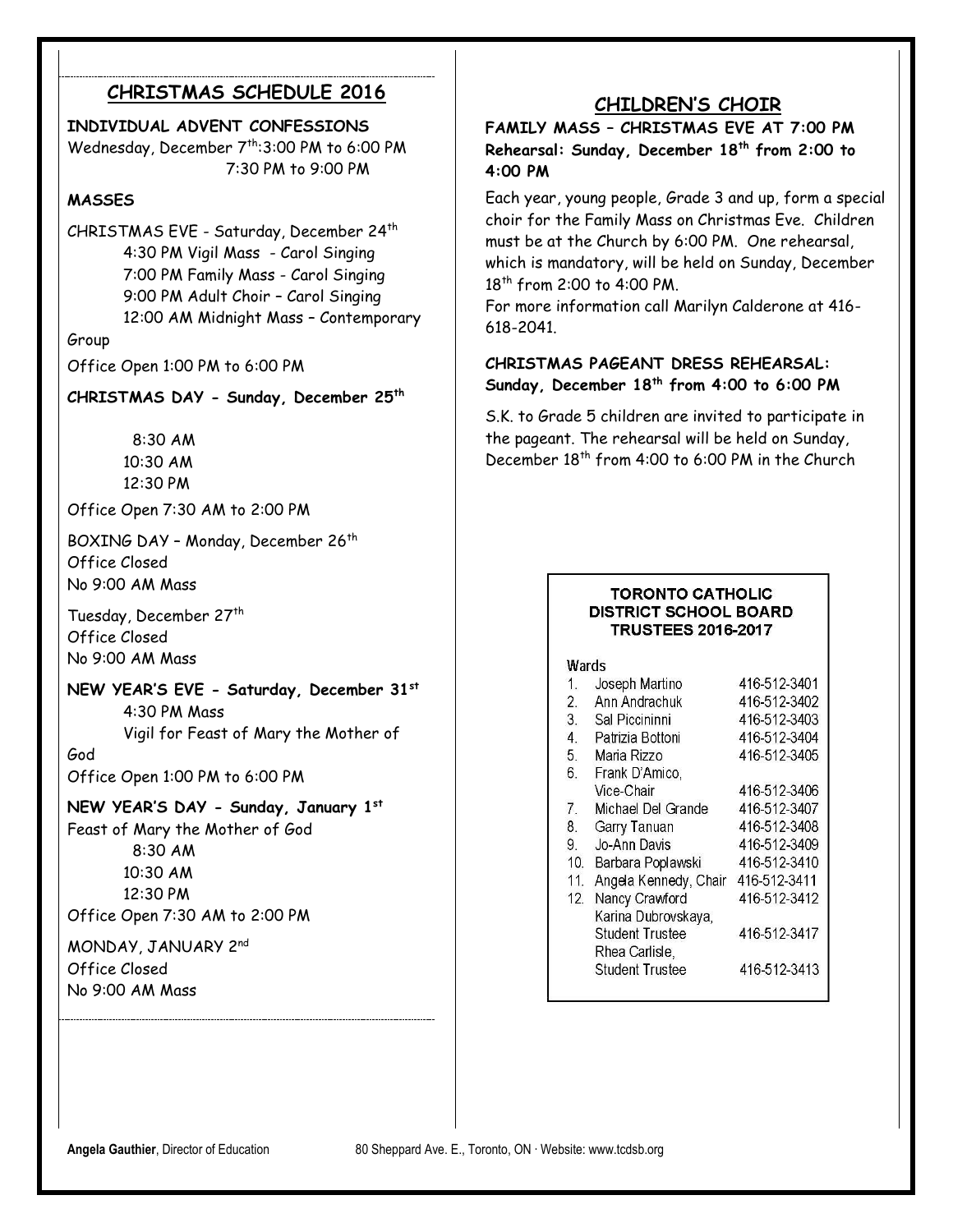## CHRISTMAS SCHEDULE 2016

**INDIVIDUAL ADVENT CONFESSIONS**
Wednesday, December 7th: 3:00 PM to 6:00 PM
7:30 PM to 9:00 PM

**MASSES**

CHRISTMAS EVE - Saturday, December 24th
4:30 PM Vigil Mass - Carol Singing
7:00 PM Family Mass - Carol Singing
9:00 PM Adult Choir – Carol Singing
12:00 AM Midnight Mass – Contemporary Group

Office Open 1:00 PM to 6:00 PM

**CHRISTMAS DAY - Sunday, December 25th**

8:30 AM
10:30 AM
12:30 PM

Office Open 7:30 AM to 2:00 PM

BOXING DAY – Monday, December 26th
Office Closed
No 9:00 AM Mass

Tuesday, December 27th
Office Closed
No 9:00 AM Mass

**NEW YEAR'S EVE - Saturday, December 31st**
4:30 PM Mass
Vigil for Feast of Mary the Mother of God
Office Open 1:00 PM to 6:00 PM

**NEW YEAR'S DAY - Sunday, January 1st**
Feast of Mary the Mother of God
8:30 AM
10:30 AM
12:30 PM
Office Open 7:30 AM to 2:00 PM

MONDAY, JANUARY 2nd
Office Closed
No 9:00 AM Mass

## CHILDREN'S CHOIR

**FAMILY MASS – CHRISTMAS EVE AT 7:00 PM**
**Rehearsal: Sunday, December 18th from 2:00 to 4:00 PM**

Each year, young people, Grade 3 and up, form a special choir for the Family Mass on Christmas Eve. Children must be at the Church by 6:00 PM. One rehearsal, which is mandatory, will be held on Sunday, December 18th from 2:00 to 4:00 PM.
For more information call Marilyn Calderone at 416-618-2041.

**CHRISTMAS PAGEANT DRESS REHEARSAL: Sunday, December 18th from 4:00 to 6:00 PM**

S.K. to Grade 5 children are invited to participate in the pageant. The rehearsal will be held on Sunday, December 18th from 4:00 to 6:00 PM in the Church

### TORONTO CATHOLIC DISTRICT SCHOOL BOARD TRUSTEES 2016-2017

Wards

| | | |
|---|---|---|
| 1. | Joseph Martino | 416-512-3401 |
| 2. | Ann Andrachuk | 416-512-3402 |
| 3. | Sal Piccininni | 416-512-3403 |
| 4. | Patrizia Bottoni | 416-512-3404 |
| 5. | Maria Rizzo | 416-512-3405 |
| 6. | Frank D'Amico, Vice-Chair | 416-512-3406 |
| 7. | Michael Del Grande | 416-512-3407 |
| 8. | Garry Tanuan | 416-512-3408 |
| 9. | Jo-Ann Davis | 416-512-3409 |
| 10. | Barbara Poplawski | 416-512-3410 |
| 11. | Angela Kennedy, Chair | 416-512-3411 |
| 12. | Nancy Crawford | 416-512-3412 |
| | Karina Dubrovskaya, Student Trustee | 416-512-3417 |
| | Rhea Carlisle, Student Trustee | 416-512-3413 |

**Angela Gauthier**, Director of Education 80 Sheppard Ave. E., Toronto, ON · Website: www.tcdsb.org